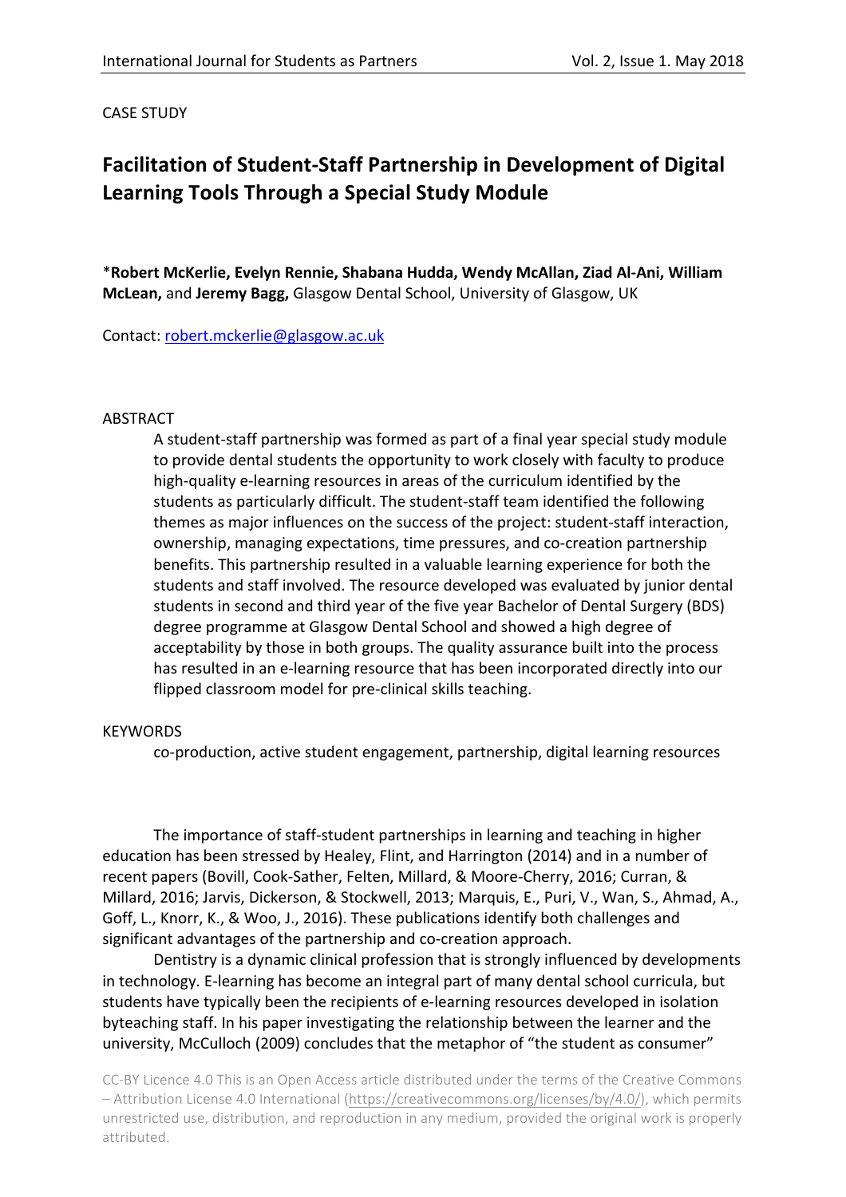CASE STUDY

# Facilitation of Student-Staff Partnership in Development of Digital Learning Tools Through a Special Study Module

***Robert McKerlie, Evelyn Rennie, Shabana Hudda, Wendy McAllan, Ziad Al-Ani, William McLean,** and **Jeremy Bagg,** Glasgow Dental School, University of Glasgow, UK

Contact: robert.mckerlie@glasgow.ac.uk

## ABSTRACT

A student-staff partnership was formed as part of a final year special study module to provide dental students the opportunity to work closely with faculty to produce high-quality e-learning resources in areas of the curriculum identified by the students as particularly difficult. The student-staff team identified the following themes as major influences on the success of the project: student-staff interaction, ownership, managing expectations, time pressures, and co-creation partnership benefits. This partnership resulted in a valuable learning experience for both the students and staff involved. The resource developed was evaluated by junior dental students in second and third year of the five year Bachelor of Dental Surgery (BDS) degree programme at Glasgow Dental School and showed a high degree of acceptability by those in both groups. The quality assurance built into the process has resulted in an e-learning resource that has been incorporated directly into our flipped classroom model for pre-clinical skills teaching.

## KEYWORDS

co-production, active student engagement, partnership, digital learning resources

The importance of staff-student partnerships in learning and teaching in higher education has been stressed by Healey, Flint, and Harrington (2014) and in a number of recent papers (Bovill, Cook-Sather, Felten, Millard, & Moore-Cherry, 2016; Curran, & Millard, 2016; Jarvis, Dickerson, & Stockwell, 2013; Marquis, E., Puri, V., Wan, S., Ahmad, A., Goff, L., Knorr, K., & Woo, J., 2016). These publications identify both challenges and significant advantages of the partnership and co-creation approach.

Dentistry is a dynamic clinical profession that is strongly influenced by developments in technology. E-learning has become an integral part of many dental school curricula, but students have typically been the recipients of e-learning resources developed in isolation byteaching staff. In his paper investigating the relationship between the learner and the university, McCulloch (2009) concludes that the metaphor of "the student as consumer"

CC-BY Licence 4.0 This is an Open Access article distributed under the terms of the Creative Commons – Attribution License 4.0 International (https://creativecommons.org/licenses/by/4.0/), which permits unrestricted use, distribution, and reproduction in any medium, provided the original work is properly attributed.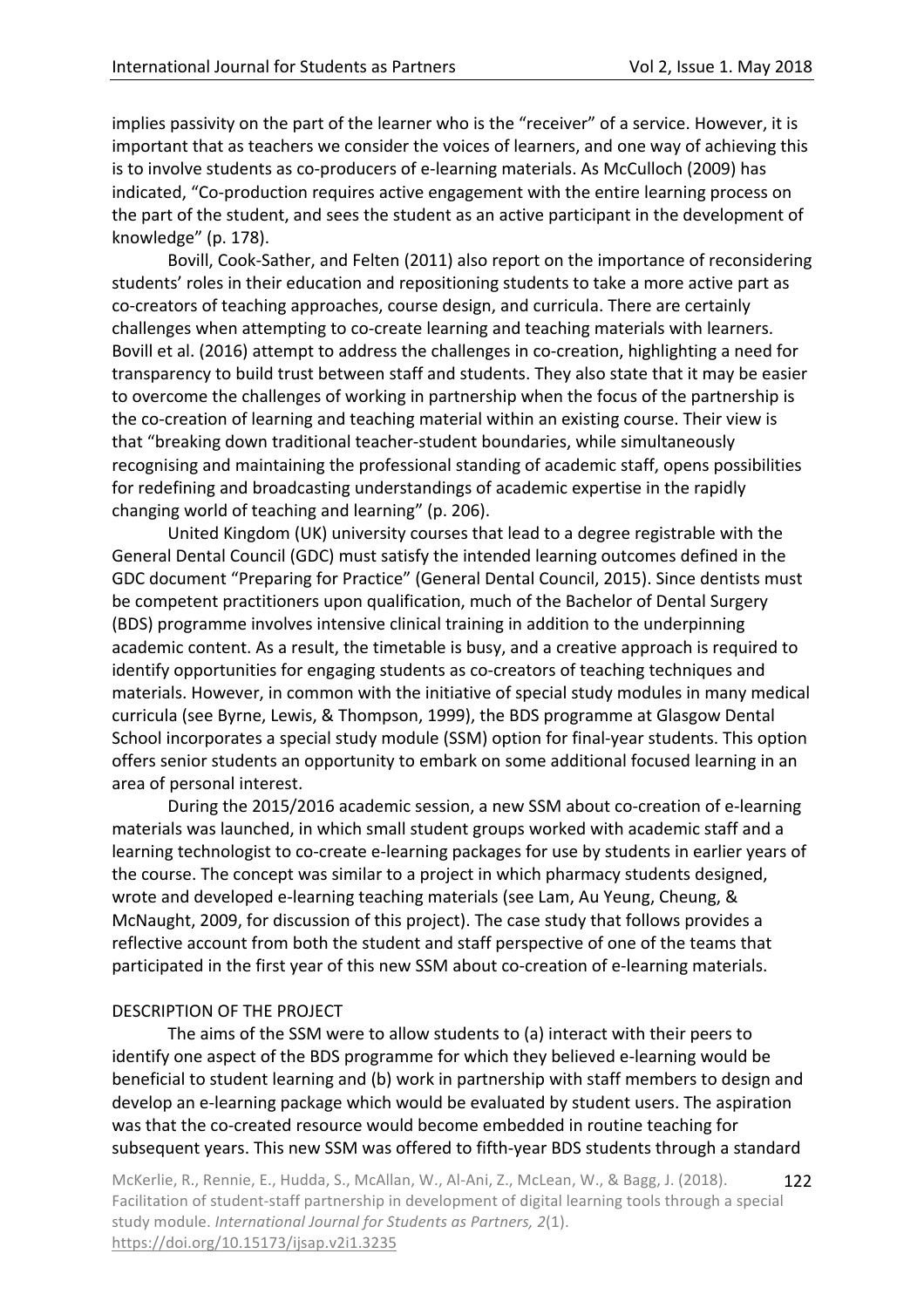implies passivity on the part of the learner who is the "receiver" of a service. However, it is important that as teachers we consider the voices of learners, and one way of achieving this is to involve students as co-producers of e-learning materials. As McCulloch (2009) has indicated, "Co-production requires active engagement with the entire learning process on the part of the student, and sees the student as an active participant in the development of knowledge" (p. 178).

Bovill, Cook-Sather, and Felten (2011) also report on the importance of reconsidering students' roles in their education and repositioning students to take a more active part as co-creators of teaching approaches, course design, and curricula. There are certainly challenges when attempting to co-create learning and teaching materials with learners. Bovill et al. (2016) attempt to address the challenges in co-creation, highlighting a need for transparency to build trust between staff and students. They also state that it may be easier to overcome the challenges of working in partnership when the focus of the partnership is the co-creation of learning and teaching material within an existing course. Their view is that "breaking down traditional teacher-student boundaries, while simultaneously recognising and maintaining the professional standing of academic staff, opens possibilities for redefining and broadcasting understandings of academic expertise in the rapidly changing world of teaching and learning" (p. 206).

United Kingdom (UK) university courses that lead to a degree registrable with the General Dental Council (GDC) must satisfy the intended learning outcomes defined in the GDC document "Preparing for Practice" (General Dental Council, 2015). Since dentists must be competent practitioners upon qualification, much of the Bachelor of Dental Surgery (BDS) programme involves intensive clinical training in addition to the underpinning academic content. As a result, the timetable is busy, and a creative approach is required to identify opportunities for engaging students as co-creators of teaching techniques and materials. However, in common with the initiative of special study modules in many medical curricula (see Byrne, Lewis, & Thompson, 1999), the BDS programme at Glasgow Dental School incorporates a special study module (SSM) option for final-year students. This option offers senior students an opportunity to embark on some additional focused learning in an area of personal interest.

During the 2015/2016 academic session, a new SSM about co-creation of e-learning materials was launched, in which small student groups worked with academic staff and a learning technologist to co-create e-learning packages for use by students in earlier years of the course. The concept was similar to a project in which pharmacy students designed, wrote and developed e-learning teaching materials (see Lam, Au Yeung, Cheung, & McNaught, 2009, for discussion of this project). The case study that follows provides a reflective account from both the student and staff perspective of one of the teams that participated in the first year of this new SSM about co-creation of e-learning materials.

## DESCRIPTION OF THE PROJECT

The aims of the SSM were to allow students to (a) interact with their peers to identify one aspect of the BDS programme for which they believed e-learning would be beneficial to student learning and (b) work in partnership with staff members to design and develop an e-learning package which would be evaluated by student users. The aspiration was that the co-created resource would become embedded in routine teaching for subsequent years. This new SSM was offered to fifth-year BDS students through a standard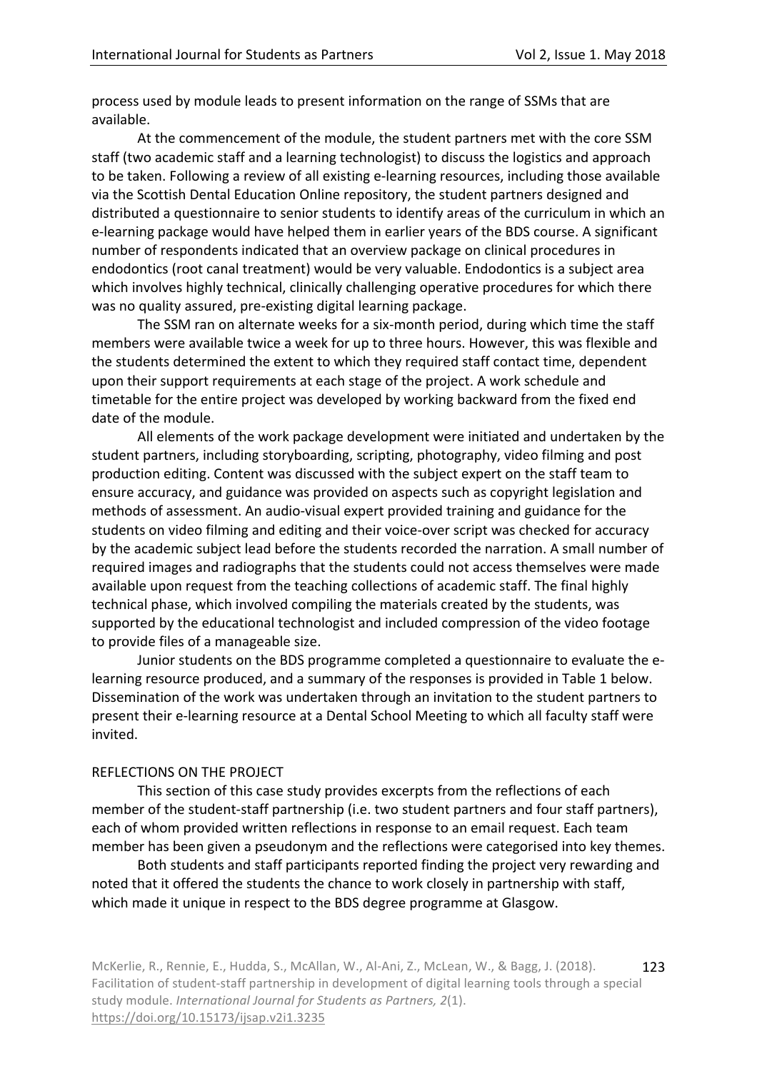process used by module leads to present information on the range of SSMs that are available.

At the commencement of the module, the student partners met with the core SSM staff (two academic staff and a learning technologist) to discuss the logistics and approach to be taken. Following a review of all existing e-learning resources, including those available via the Scottish Dental Education Online repository, the student partners designed and distributed a questionnaire to senior students to identify areas of the curriculum in which an e-learning package would have helped them in earlier years of the BDS course. A significant number of respondents indicated that an overview package on clinical procedures in endodontics (root canal treatment) would be very valuable. Endodontics is a subject area which involves highly technical, clinically challenging operative procedures for which there was no quality assured, pre-existing digital learning package.

The SSM ran on alternate weeks for a six-month period, during which time the staff members were available twice a week for up to three hours. However, this was flexible and the students determined the extent to which they required staff contact time, dependent upon their support requirements at each stage of the project. A work schedule and timetable for the entire project was developed by working backward from the fixed end date of the module.

All elements of the work package development were initiated and undertaken by the student partners, including storyboarding, scripting, photography, video filming and post production editing. Content was discussed with the subject expert on the staff team to ensure accuracy, and guidance was provided on aspects such as copyright legislation and methods of assessment. An audio-visual expert provided training and guidance for the students on video filming and editing and their voice-over script was checked for accuracy by the academic subject lead before the students recorded the narration. A small number of required images and radiographs that the students could not access themselves were made available upon request from the teaching collections of academic staff. The final highly technical phase, which involved compiling the materials created by the students, was supported by the educational technologist and included compression of the video footage to provide files of a manageable size.

Junior students on the BDS programme completed a questionnaire to evaluate the e-learning resource produced, and a summary of the responses is provided in Table 1 below. Dissemination of the work was undertaken through an invitation to the student partners to present their e-learning resource at a Dental School Meeting to which all faculty staff were invited.

## REFLECTIONS ON THE PROJECT

This section of this case study provides excerpts from the reflections of each member of the student-staff partnership (i.e. two student partners and four staff partners), each of whom provided written reflections in response to an email request. Each team member has been given a pseudonym and the reflections were categorised into key themes.

Both students and staff participants reported finding the project very rewarding and noted that it offered the students the chance to work closely in partnership with staff, which made it unique in respect to the BDS degree programme at Glasgow.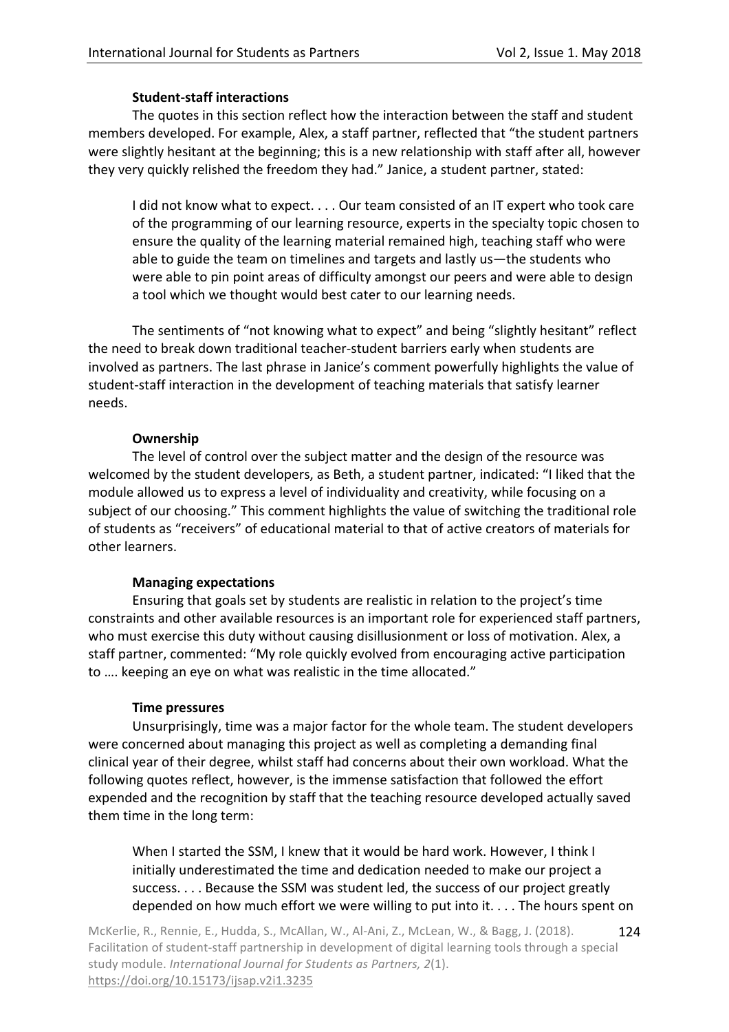#### Student-staff interactions

The quotes in this section reflect how the interaction between the staff and student members developed. For example, Alex, a staff partner, reflected that "the student partners were slightly hesitant at the beginning; this is a new relationship with staff after all, however they very quickly relished the freedom they had." Janice, a student partner, stated:

> I did not know what to expect. . . . Our team consisted of an IT expert who took care of the programming of our learning resource, experts in the specialty topic chosen to ensure the quality of the learning material remained high, teaching staff who were able to guide the team on timelines and targets and lastly us—the students who were able to pin point areas of difficulty amongst our peers and were able to design a tool which we thought would best cater to our learning needs.

The sentiments of "not knowing what to expect" and being "slightly hesitant" reflect the need to break down traditional teacher-student barriers early when students are involved as partners. The last phrase in Janice's comment powerfully highlights the value of student-staff interaction in the development of teaching materials that satisfy learner needs.

#### Ownership

The level of control over the subject matter and the design of the resource was welcomed by the student developers, as Beth, a student partner, indicated: "I liked that the module allowed us to express a level of individuality and creativity, while focusing on a subject of our choosing." This comment highlights the value of switching the traditional role of students as "receivers" of educational material to that of active creators of materials for other learners.

#### Managing expectations

Ensuring that goals set by students are realistic in relation to the project's time constraints and other available resources is an important role for experienced staff partners, who must exercise this duty without causing disillusionment or loss of motivation. Alex, a staff partner, commented: "My role quickly evolved from encouraging active participation to …. keeping an eye on what was realistic in the time allocated."

#### Time pressures

Unsurprisingly, time was a major factor for the whole team. The student developers were concerned about managing this project as well as completing a demanding final clinical year of their degree, whilst staff had concerns about their own workload. What the following quotes reflect, however, is the immense satisfaction that followed the effort expended and the recognition by staff that the teaching resource developed actually saved them time in the long term:

> When I started the SSM, I knew that it would be hard work. However, I think I initially underestimated the time and dedication needed to make our project a success. . . . Because the SSM was student led, the success of our project greatly depended on how much effort we were willing to put into it. . . . The hours spent on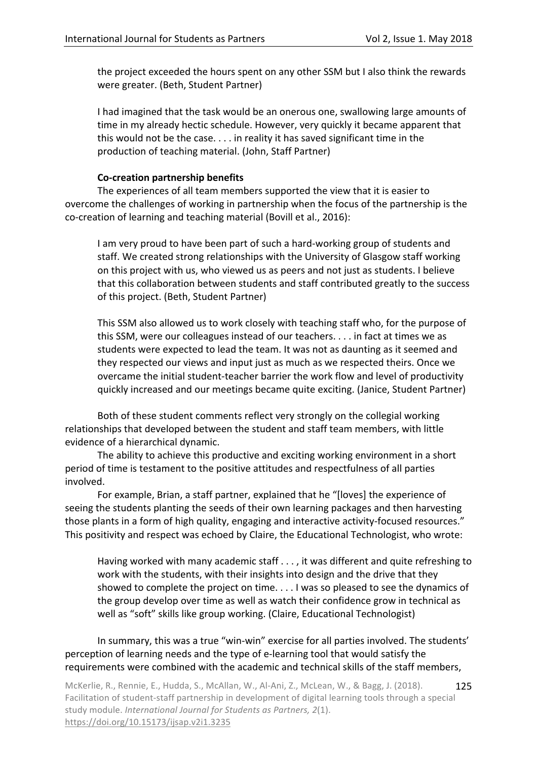the project exceeded the hours spent on any other SSM but I also think the rewards were greater. (Beth, Student Partner)

> I had imagined that the task would be an onerous one, swallowing large amounts of time in my already hectic schedule. However, very quickly it became apparent that this would not be the case. . . . in reality it has saved significant time in the production of teaching material. (John, Staff Partner)

### Co-creation partnership benefits

The experiences of all team members supported the view that it is easier to overcome the challenges of working in partnership when the focus of the partnership is the co-creation of learning and teaching material (Bovill et al., 2016):

> I am very proud to have been part of such a hard-working group of students and staff. We created strong relationships with the University of Glasgow staff working on this project with us, who viewed us as peers and not just as students. I believe that this collaboration between students and staff contributed greatly to the success of this project. (Beth, Student Partner)

> This SSM also allowed us to work closely with teaching staff who, for the purpose of this SSM, were our colleagues instead of our teachers. . . . in fact at times we as students were expected to lead the team. It was not as daunting as it seemed and they respected our views and input just as much as we respected theirs. Once we overcame the initial student-teacher barrier the work flow and level of productivity quickly increased and our meetings became quite exciting. (Janice, Student Partner)

Both of these student comments reflect very strongly on the collegial working relationships that developed between the student and staff team members, with little evidence of a hierarchical dynamic.

The ability to achieve this productive and exciting working environment in a short period of time is testament to the positive attitudes and respectfulness of all parties involved.

For example, Brian, a staff partner, explained that he "[loves] the experience of seeing the students planting the seeds of their own learning packages and then harvesting those plants in a form of high quality, engaging and interactive activity-focused resources." This positivity and respect was echoed by Claire, the Educational Technologist, who wrote:

> Having worked with many academic staff . . . , it was different and quite refreshing to work with the students, with their insights into design and the drive that they showed to complete the project on time. . . . I was so pleased to see the dynamics of the group develop over time as well as watch their confidence grow in technical as well as "soft" skills like group working. (Claire, Educational Technologist)

In summary, this was a true "win-win" exercise for all parties involved. The students' perception of learning needs and the type of e-learning tool that would satisfy the requirements were combined with the academic and technical skills of the staff members,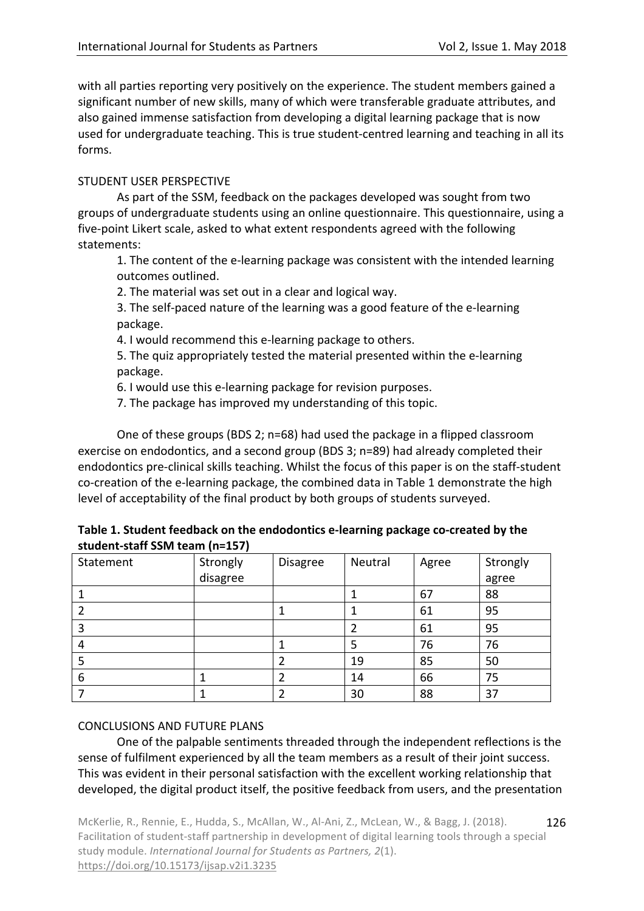with all parties reporting very positively on the experience. The student members gained a significant number of new skills, many of which were transferable graduate attributes, and also gained immense satisfaction from developing a digital learning package that is now used for undergraduate teaching. This is true student-centred learning and teaching in all its forms.

## STUDENT USER PERSPECTIVE

As part of the SSM, feedback on the packages developed was sought from two groups of undergraduate students using an online questionnaire. This questionnaire, using a five-point Likert scale, asked to what extent respondents agreed with the following statements:

1. The content of the e-learning package was consistent with the intended learning outcomes outlined.
2. The material was set out in a clear and logical way.
3. The self-paced nature of the learning was a good feature of the e-learning package.
4. I would recommend this e-learning package to others.
5. The quiz appropriately tested the material presented within the e-learning package.
6. I would use this e-learning package for revision purposes.
7. The package has improved my understanding of this topic.

One of these groups (BDS 2; n=68) had used the package in a flipped classroom exercise on endodontics, and a second group (BDS 3; n=89) had already completed their endodontics pre-clinical skills teaching. Whilst the focus of this paper is on the staff-student co-creation of the e-learning package, the combined data in Table 1 demonstrate the high level of acceptability of the final product by both groups of students surveyed.

**Table 1. Student feedback on the endodontics e-learning package co-created by the student-staff SSM team (n=157)**

| Statement | Strongly disagree | Disagree | Neutral | Agree | Strongly agree |
|---|---|---|---|---|---|
| 1 | | | 1 | 67 | 88 |
| 2 | | 1 | 1 | 61 | 95 |
| 3 | | | 2 | 61 | 95 |
| 4 | | 1 | 5 | 76 | 76 |
| 5 | | 2 | 19 | 85 | 50 |
| 6 | 1 | 2 | 14 | 66 | 75 |
| 7 | 1 | 2 | 30 | 88 | 37 |

## CONCLUSIONS AND FUTURE PLANS

One of the palpable sentiments threaded through the independent reflections is the sense of fulfilment experienced by all the team members as a result of their joint success. This was evident in their personal satisfaction with the excellent working relationship that developed, the digital product itself, the positive feedback from users, and the presentation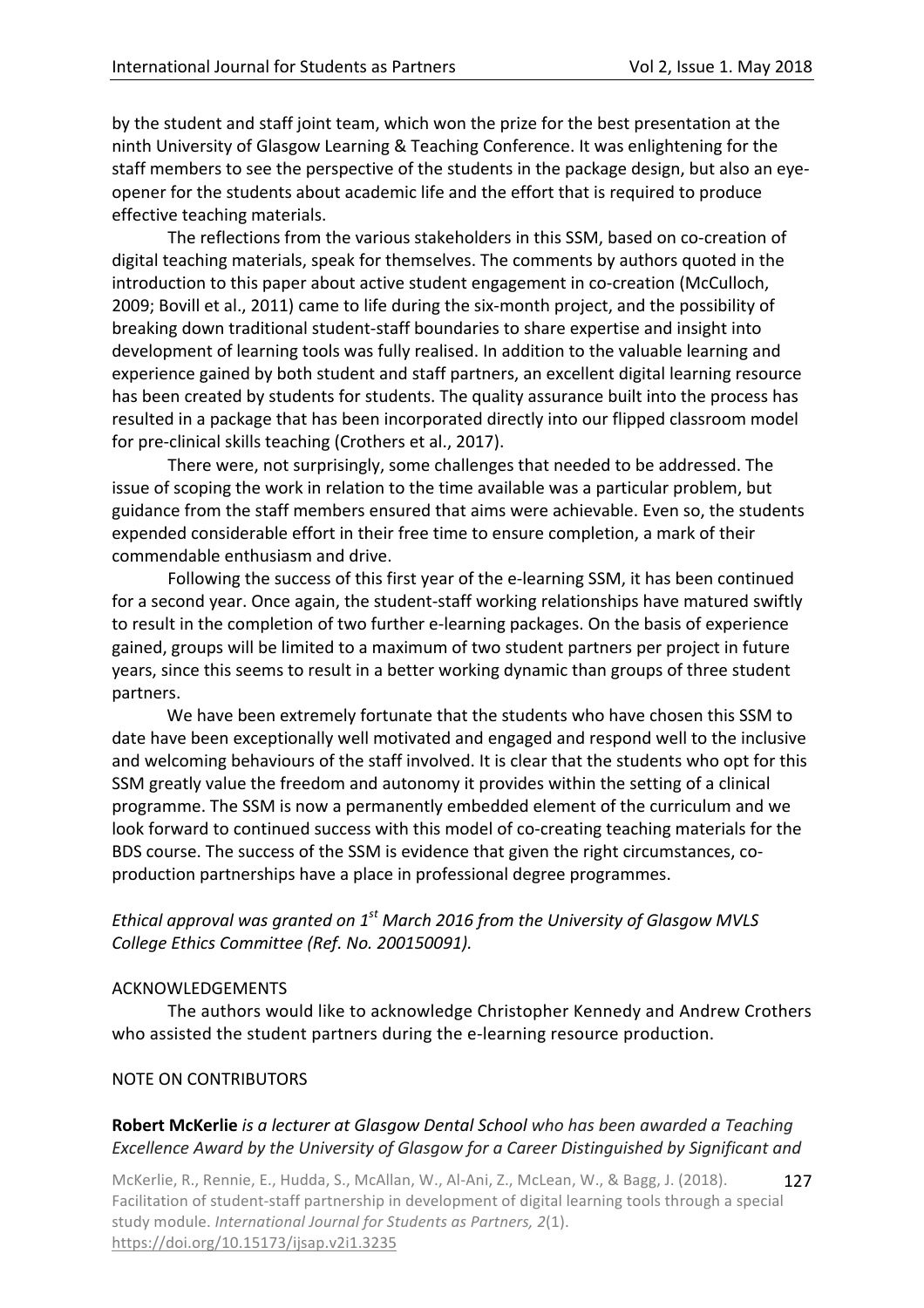by the student and staff joint team, which won the prize for the best presentation at the ninth University of Glasgow Learning & Teaching Conference. It was enlightening for the staff members to see the perspective of the students in the package design, but also an eye-opener for the students about academic life and the effort that is required to produce effective teaching materials.

The reflections from the various stakeholders in this SSM, based on co-creation of digital teaching materials, speak for themselves. The comments by authors quoted in the introduction to this paper about active student engagement in co-creation (McCulloch, 2009; Bovill et al., 2011) came to life during the six-month project, and the possibility of breaking down traditional student-staff boundaries to share expertise and insight into development of learning tools was fully realised. In addition to the valuable learning and experience gained by both student and staff partners, an excellent digital learning resource has been created by students for students. The quality assurance built into the process has resulted in a package that has been incorporated directly into our flipped classroom model for pre-clinical skills teaching (Crothers et al., 2017).

There were, not surprisingly, some challenges that needed to be addressed. The issue of scoping the work in relation to the time available was a particular problem, but guidance from the staff members ensured that aims were achievable. Even so, the students expended considerable effort in their free time to ensure completion, a mark of their commendable enthusiasm and drive.

Following the success of this first year of the e-learning SSM, it has been continued for a second year. Once again, the student-staff working relationships have matured swiftly to result in the completion of two further e-learning packages. On the basis of experience gained, groups will be limited to a maximum of two student partners per project in future years, since this seems to result in a better working dynamic than groups of three student partners.

We have been extremely fortunate that the students who have chosen this SSM to date have been exceptionally well motivated and engaged and respond well to the inclusive and welcoming behaviours of the staff involved. It is clear that the students who opt for this SSM greatly value the freedom and autonomy it provides within the setting of a clinical programme. The SSM is now a permanently embedded element of the curriculum and we look forward to continued success with this model of co-creating teaching materials for the BDS course. The success of the SSM is evidence that given the right circumstances, co-production partnerships have a place in professional degree programmes.

*Ethical approval was granted on 1st March 2016 from the University of Glasgow MVLS College Ethics Committee (Ref. No. 200150091).*

## ACKNOWLEDGEMENTS

The authors would like to acknowledge Christopher Kennedy and Andrew Crothers who assisted the student partners during the e-learning resource production.

## NOTE ON CONTRIBUTORS

**Robert McKerlie** *is a lecturer at Glasgow Dental School who has been awarded a Teaching Excellence Award by the University of Glasgow for a Career Distinguished by Significant and*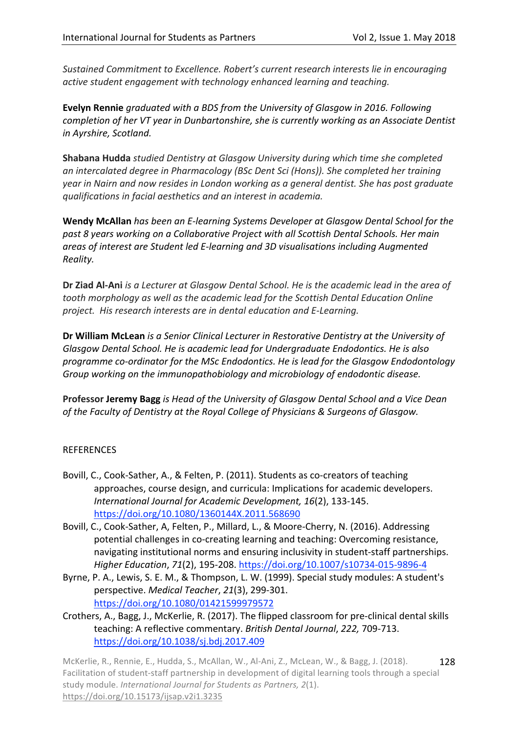*Sustained Commitment to Excellence. Robert's current research interests lie in encouraging active student engagement with technology enhanced learning and teaching.*

**Evelyn Rennie** *graduated with a BDS from the University of Glasgow in 2016. Following completion of her VT year in Dunbartonshire, she is currently working as an Associate Dentist in Ayrshire, Scotland.*

**Shabana Hudda** *studied Dentistry at Glasgow University during which time she completed an intercalated degree in Pharmacology (BSc Dent Sci (Hons)). She completed her training year in Nairn and now resides in London working as a general dentist. She has post graduate qualifications in facial aesthetics and an interest in academia.*

**Wendy McAllan** *has been an E-learning Systems Developer at Glasgow Dental School for the past 8 years working on a Collaborative Project with all Scottish Dental Schools. Her main areas of interest are Student led E-learning and 3D visualisations including Augmented Reality.*

**Dr Ziad Al-Ani** *is a Lecturer at Glasgow Dental School. He is the academic lead in the area of tooth morphology as well as the academic lead for the Scottish Dental Education Online project. His research interests are in dental education and E-Learning.*

**Dr William McLean** *is a Senior Clinical Lecturer in Restorative Dentistry at the University of Glasgow Dental School. He is academic lead for Undergraduate Endodontics. He is also programme co-ordinator for the MSc Endodontics. He is lead for the Glasgow Endodontology Group working on the immunopathobiology and microbiology of endodontic disease.*

**Professor Jeremy Bagg** *is Head of the University of Glasgow Dental School and a Vice Dean of the Faculty of Dentistry at the Royal College of Physicians & Surgeons of Glasgow.*

## REFERENCES

Bovill, C., Cook-Sather, A., & Felten, P. (2011). Students as co-creators of teaching approaches, course design, and curricula: Implications for academic developers. *International Journal for Academic Development, 16*(2), 133-145. https://doi.org/10.1080/1360144X.2011.568690

Bovill, C., Cook-Sather, A, Felten, P., Millard, L., & Moore-Cherry, N. (2016). Addressing potential challenges in co-creating learning and teaching: Overcoming resistance, navigating institutional norms and ensuring inclusivity in student-staff partnerships. *Higher Education*, *71*(2), 195-208. https://doi.org/10.1007/s10734-015-9896-4

Byrne, P. A., Lewis, S. E. M., & Thompson, L. W. (1999). Special study modules: A student's perspective. *Medical Teacher*, *21*(3), 299-301. https://doi.org/10.1080/01421599979572

Crothers, A., Bagg, J., McKerlie, R. (2017). The flipped classroom for pre-clinical dental skills teaching: A reflective commentary. *British Dental Journal*, *222,* 709-713. https://doi.org/10.1038/sj.bdj.2017.409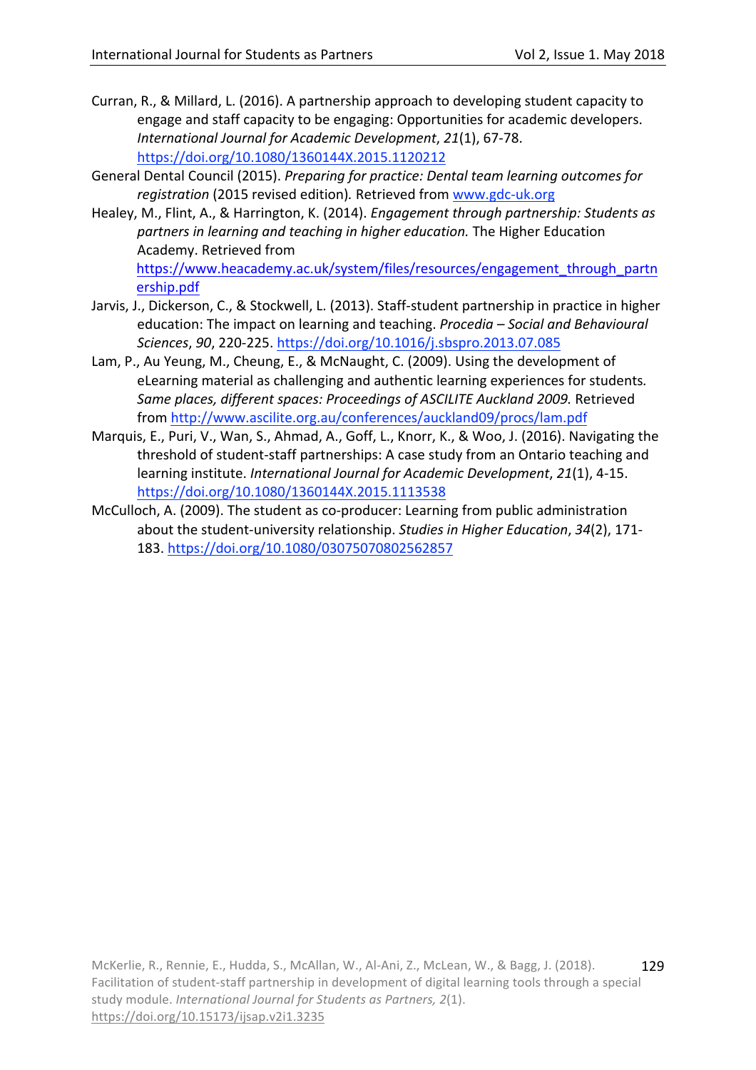Curran, R., & Millard, L. (2016). A partnership approach to developing student capacity to engage and staff capacity to be engaging: Opportunities for academic developers. *International Journal for Academic Development*, *21*(1), 67-78. https://doi.org/10.1080/1360144X.2015.1120212

General Dental Council (2015). *Preparing for practice: Dental team learning outcomes for registration* (2015 revised edition). Retrieved from www.gdc-uk.org

Healey, M., Flint, A., & Harrington, K. (2014). *Engagement through partnership: Students as partners in learning and teaching in higher education.* The Higher Education Academy. Retrieved from https://www.heacademy.ac.uk/system/files/resources/engagement_through_partnership.pdf

Jarvis, J., Dickerson, C., & Stockwell, L. (2013). Staff-student partnership in practice in higher education: The impact on learning and teaching. *Procedia – Social and Behavioural Sciences*, *90*, 220-225. https://doi.org/10.1016/j.sbspro.2013.07.085

Lam, P., Au Yeung, M., Cheung, E., & McNaught, C. (2009). Using the development of eLearning material as challenging and authentic learning experiences for students. *Same places, different spaces: Proceedings of ASCILITE Auckland 2009.* Retrieved from http://www.ascilite.org.au/conferences/auckland09/procs/lam.pdf

Marquis, E., Puri, V., Wan, S., Ahmad, A., Goff, L., Knorr, K., & Woo, J. (2016). Navigating the threshold of student-staff partnerships: A case study from an Ontario teaching and learning institute. *International Journal for Academic Development*, *21*(1), 4-15. https://doi.org/10.1080/1360144X.2015.1113538

McCulloch, A. (2009). The student as co-producer: Learning from public administration about the student-university relationship. *Studies in Higher Education*, *34*(2), 171-183. https://doi.org/10.1080/03075070802562857